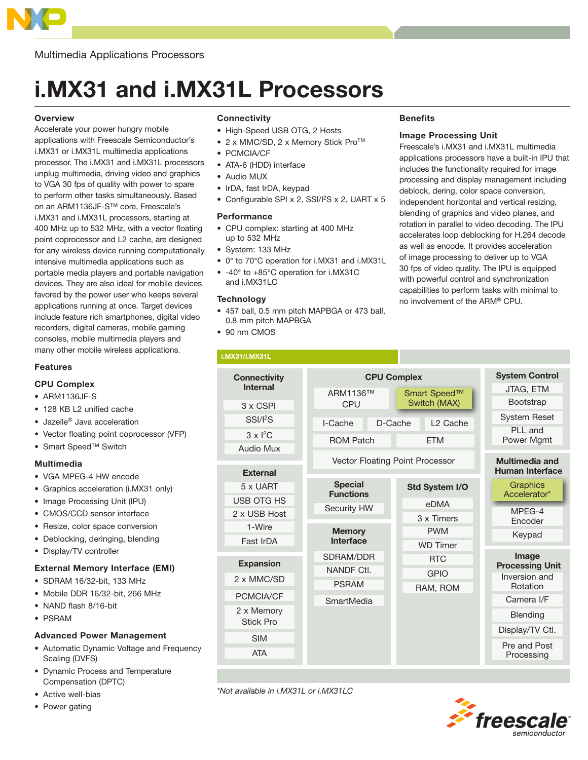Multimedia Applications Processors

# i.MX31 and i.MX31L Processors

## Overview

Accelerate your power hungry mobile applications with Freescale Semiconductor's i.MX31 or i.MX31L multimedia applications processor. The i.MX31 and i.MX31L processors unplug multimedia, driving video and graphics to VGA 30 fps of quality with power to spare to perform other tasks simultaneously. Based on an ARM1136JF-S™ core, Freescale's i.MX31 and i.MX31L processors, starting at 400 MHz up to 532 MHz, with a vector floating point coprocessor and L2 cache, are designed for any wireless device running computationally intensive multimedia applications such as portable media players and portable navigation devices. They are also ideal for mobile devices favored by the power user who keeps several applications running at once. Target devices include feature rich smartphones, digital video recorders, digital cameras, mobile gaming consoles, mobile multimedia players and many other mobile wireless applications.

## Features

### CPU Complex

- ARM1136JF-S
- 128 KB L2 unified cache
- Jazelle® Java acceleration
- Vector floating point coprocessor (VFP)
- Smart Speed™ Switch

### Multimedia

- VGA MPEG-4 HW encode
- Graphics acceleration (i.MX31 only)
- Image Processing Unit (IPU)
- CMOS/CCD sensor interface
- Resize, color space conversion
- Deblocking, deringing, blending
- Display/TV controller

### External Memory Interface (EMI)

- SDRAM 16/32-bit, 133 MHz
- Mobile DDR 16/32-bit, 266 MHz
- NAND flash 8/16-bit
- PSRAM

### Advanced Power Management

- Automatic Dynamic Voltage and Frequency Scaling (DVFS)
- Dynamic Process and Temperature Compensation (DPTC)
- Active well-bias
- Power gating

### Connectivity

- High-Speed USB OTG, 2 Hosts
- 2 x MMC/SD, 2 x Memory Stick Pro™
- PCMCIA/CF
- ATA-6 (HDD) interface
- Audio MUX
- IrDA, fast IrDA, keypad
- Configurable SPI x 2, SSI/I²S x 2, UART x 5

### Performance

- CPU complex: starting at 400 MHz up to 532 MHz
- System: 133 MHz
- 0° to 70°C operation for i.MX31 and i.MX31L
- -40° to +85°C operation for i.MX31C and i.MX31LC

### Technology

- 457 ball, 0.5 mm pitch MAPBGA or 473 ball, 0.8 mm pitch MAPBGA
- 90 nm CMOS

## Benefits

### Image Processing Unit

Freescale's i.MX31 and i.MX31L multimedia applications processors have a built-in IPU that includes the functionality required for image processing and display management including deblock, dering, color space conversion, independent horizontal and vertical resizing, blending of graphics and video planes, and rotation in parallel to video decoding. The IPU accelerates loop deblocking for H.264 decode as well as encode. It provides acceleration of image processing to deliver up to VGA 30 fps of video quality. The IPU is equipped with powerful control and synchronization capabilities to perform tasks with minimal to no involvement of the ARM® CPU.

**i.MX31/i.MX31L**

**Connectivity Internal**
- 3 x CSPI
- SSI/I²S
- 3 x I²C
- Audio Mux

**External**
- 5 x UART
- USB OTG HS
- 2 x USB Host
- 1-Wire
- Fast IrDA

**Expansion**
- 2 x MMC/SD
- PCMCIA/CF
- 2 x Memory Stick Pro
- SIM
- ATA

**CPU Complex**
- ARM1136™ CPU
- Smart Speed™ Switch (MAX)
- I-Cache
- D-Cache
- L2 Cache
- ROM Patch
- ETM
- Vector Floating Point Processor

**Special Functions**
- Security HW

**Memory Interface**
- SDRAM/DDR
- NANDF Ctl.
- PSRAM
- SmartMedia

**Std System I/O**
- eDMA
- 3 x Timers
- PWM
- WD Timer
- RTC
- GPIO
- RAM, ROM

**System Control**
- JTAG, ETM
- Bootstrap
- System Reset
- PLL and Power Mgmt

**Multimedia and Human Interface**
- Graphics Accelerator*
- MPEG-4 Encoder
- Keypad

**Image Processing Unit**
- Inversion and Rotation
- Camera I/F
- Blending
- Display/TV Ctl.
- Pre and Post Processing

*Not available in i.MX31L or i.MX31LC*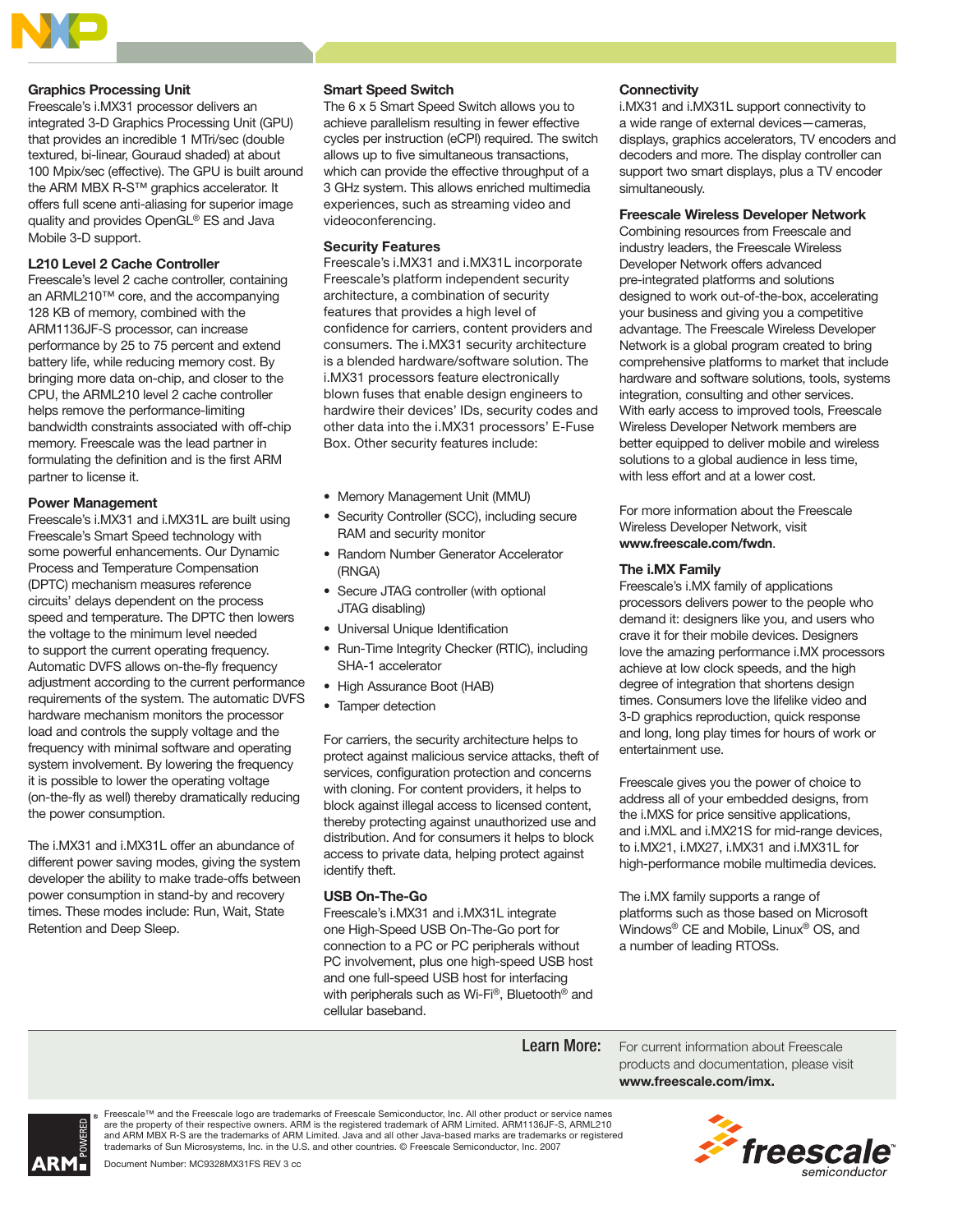### Graphics Processing Unit

Freescale's i.MX31 processor delivers an integrated 3-D Graphics Processing Unit (GPU) that provides an incredible 1 MTri/sec (double textured, bi-linear, Gouraud shaded) at about 100 Mpix/sec (effective). The GPU is built around the ARM MBX R-S™ graphics accelerator. It offers full scene anti-aliasing for superior image quality and provides OpenGL® ES and Java Mobile 3-D support.

### L210 Level 2 Cache Controller

Freescale's level 2 cache controller, containing an ARML210™ core, and the accompanying 128 KB of memory, combined with the ARM1136JF-S processor, can increase performance by 25 to 75 percent and extend battery life, while reducing memory cost. By bringing more data on-chip, and closer to the CPU, the ARML210 level 2 cache controller helps remove the performance-limiting bandwidth constraints associated with off-chip memory. Freescale was the lead partner in formulating the definition and is the first ARM partner to license it.

### Power Management

Freescale's i.MX31 and i.MX31L are built using Freescale's Smart Speed technology with some powerful enhancements. Our Dynamic Process and Temperature Compensation (DPTC) mechanism measures reference circuits' delays dependent on the process speed and temperature. The DPTC then lowers the voltage to the minimum level needed to support the current operating frequency. Automatic DVFS allows on-the-fly frequency adjustment according to the current performance requirements of the system. The automatic DVFS hardware mechanism monitors the processor load and controls the supply voltage and the frequency with minimal software and operating system involvement. By lowering the frequency it is possible to lower the operating voltage (on-the-fly as well) thereby dramatically reducing the power consumption.

The i.MX31 and i.MX31L offer an abundance of different power saving modes, giving the system developer the ability to make trade-offs between power consumption in stand-by and recovery times. These modes include: Run, Wait, State Retention and Deep Sleep.

### Smart Speed Switch

The 6 x 5 Smart Speed Switch allows you to achieve parallelism resulting in fewer effective cycles per instruction (eCPI) required. The switch allows up to five simultaneous transactions, which can provide the effective throughput of a 3 GHz system. This allows enriched multimedia experiences, such as streaming video and videoconferencing.

### Security Features

Freescale's i.MX31 and i.MX31L incorporate Freescale's platform independent security architecture, a combination of security features that provides a high level of confidence for carriers, content providers and consumers. The i.MX31 security architecture is a blended hardware/software solution. The i.MX31 processors feature electronically blown fuses that enable design engineers to hardwire their devices' IDs, security codes and other data into the i.MX31 processors' E-Fuse Box. Other security features include:

- Memory Management Unit (MMU)
- Security Controller (SCC), including secure RAM and security monitor
- Random Number Generator Accelerator (RNGA)
- Secure JTAG controller (with optional JTAG disabling)
- Universal Unique Identification
- Run-Time Integrity Checker (RTIC), including SHA-1 accelerator
- High Assurance Boot (HAB)
- Tamper detection

For carriers, the security architecture helps to protect against malicious service attacks, theft of services, configuration protection and concerns with cloning. For content providers, it helps to block against illegal access to licensed content, thereby protecting against unauthorized use and distribution. And for consumers it helps to block access to private data, helping protect against identify theft.

### USB On-The-Go

Freescale's i.MX31 and i.MX31L integrate one High-Speed USB On-The-Go port for connection to a PC or PC peripherals without PC involvement, plus one high-speed USB host and one full-speed USB host for interfacing with peripherals such as Wi-Fi®, Bluetooth® and cellular baseband.

### Connectivity

i.MX31 and i.MX31L support connectivity to a wide range of external devices—cameras, displays, graphics accelerators, TV encoders and decoders and more. The display controller can support two smart displays, plus a TV encoder simultaneously.

### Freescale Wireless Developer Network

Combining resources from Freescale and industry leaders, the Freescale Wireless Developer Network offers advanced pre-integrated platforms and solutions designed to work out-of-the-box, accelerating your business and giving you a competitive advantage. The Freescale Wireless Developer Network is a global program created to bring comprehensive platforms to market that include hardware and software solutions, tools, systems integration, consulting and other services. With early access to improved tools, Freescale Wireless Developer Network members are better equipped to deliver mobile and wireless solutions to a global audience in less time, with less effort and at a lower cost.

For more information about the Freescale Wireless Developer Network, visit **www.freescale.com/fwdn**.

### The i.MX Family

Freescale's i.MX family of applications processors delivers power to the people who demand it: designers like you, and users who crave it for their mobile devices. Designers love the amazing performance i.MX processors achieve at low clock speeds, and the high degree of integration that shortens design times. Consumers love the lifelike video and 3-D graphics reproduction, quick response and long, long play times for hours of work or entertainment use.

Freescale gives you the power of choice to address all of your embedded designs, from the i.MXS for price sensitive applications, and i.MXL and i.MX21S for mid-range devices, to i.MX21, i.MX27, i.MX31 and i.MX31L for high-performance mobile multimedia devices.

The i.MX family supports a range of platforms such as those based on Microsoft Windows® CE and Mobile, Linux® OS, and a number of leading RTOSs.

**Learn More:** For current information about Freescale products and documentation, please visit **www.freescale.com/imx.**

Freescale™ and the Freescale logo are trademarks of Freescale Semiconductor, Inc. All other product or service names are the property of their respective owners. ARM is the registered trademark of ARM Limited. ARM1136JF-S, ARML210 and ARM MBX R-S are the trademarks of ARM Limited. Java and all other Java-based marks are trademarks or registered trademarks of Sun Microsystems, Inc. in the U.S. and other countries. © Freescale Semiconductor, Inc. 2007

Document Number: MC9328MX31FS REV 3 cc